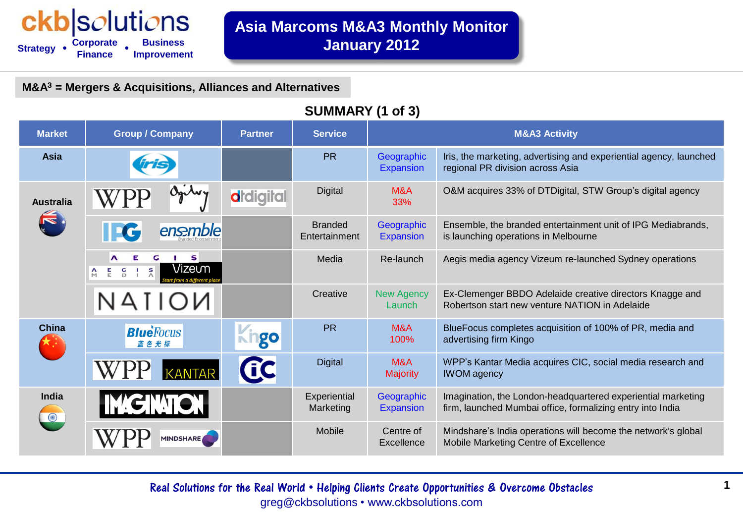# Asia Marcoms M&A3 Monthly Monitor January 2012

ckb|solutions — Strategy • Corporate Finance • Business Improvement

**M&A³ = Mergers & Acquisitions, Alliances and Alternatives**

## SUMMARY (1 of 3)

| Market | Group / Company | Partner | Service | M&A3 Activity | |
|---|---|---|---|---|---|
| Asia | iris | | PR | Geographic Expansion | Iris, the marketing, advertising and experiential agency, launched regional PR division across Asia |
| Australia | WPP Ogilvy | dtdigital | Digital | M&A 33% | O&M acquires 33% of DTDigital, STW Group's digital agency |
| | IPG ensemble Branded Entertainment | | Branded Entertainment | Geographic Expansion | Ensemble, the branded entertainment unit of IPG Mediabrands, is launching operations in Melbourne |
| | AEGIS AEGIS MEDIA Vizeum Start from a different place | | Media | Re-launch | Aegis media agency Vizeum re-launched Sydney operations |
| | NATION | | Creative | New Agency Launch | Ex-Clemenger BBDO Adelaide creative directors Knagge and Robertson start new venture NATION in Adelaide |
| China | BlueFocus 蓝色光标 | Kingo | PR | M&A 100% | BlueFocus completes acquisition of 100% of PR, media and advertising firm Kingo |
| | WPP KANTAR | CIC | Digital | M&A Majority | WPP's Kantar Media acquires CIC, social media research and IWOM agency |
| India | IMAGINATION | | Experiential Marketing | Geographic Expansion | Imagination, the London-headquartered experiential marketing firm, launched Mumbai office, formalizing entry into India |
| | WPP MINDSHARE | | Mobile | Centre of Excellence | Mindshare's India operations will become the network's global Mobile Marketing Centre of Excellence |

Real Solutions for the Real World • Helping Clients Create Opportunities & Overcome Obstacles
greg@ckbsolutions • www.ckbsolutions.com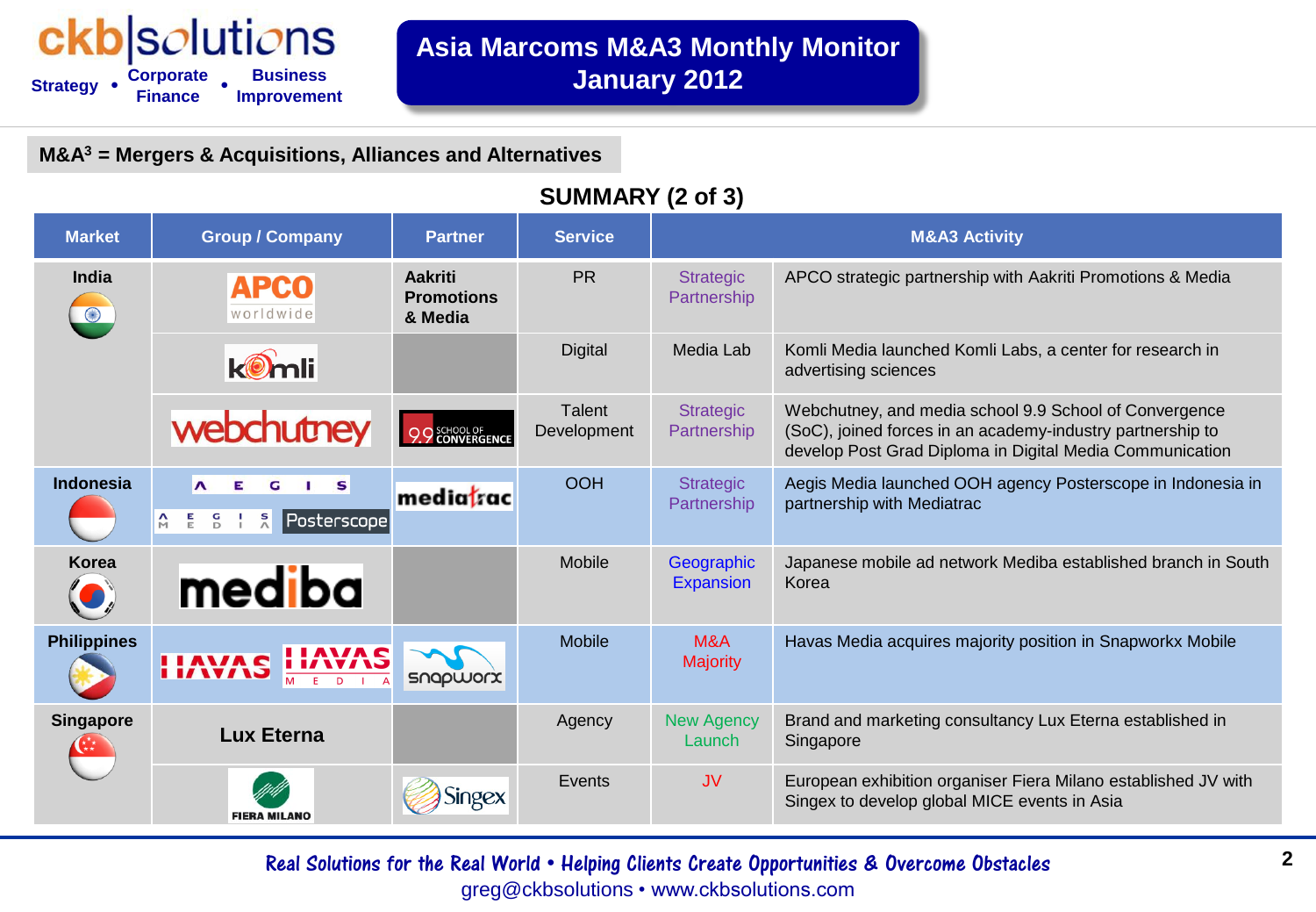# Asia Marcoms M&A3 Monthly Monitor January 2012

**M&A³ = Mergers & Acquisitions, Alliances and Alternatives**

## SUMMARY (2 of 3)

| Market | Group / Company | Partner | Service | M&A3 Activity | |
|---|---|---|---|---|---|
| India | APCO worldwide | Aakriti Promotions & Media | PR | Strategic Partnership | APCO strategic partnership with Aakriti Promotions & Media |
| | komli | | Digital | Media Lab | Komli Media launched Komli Labs, a center for research in advertising sciences |
| | webchutney | 9.9 School of Convergence | Talent Development | Strategic Partnership | Webchutney, and media school 9.9 School of Convergence (SoC), joined forces in an academy-industry partnership to develop Post Grad Diploma in Digital Media Communication |
| Indonesia | AEGIS / AEGIS MEDIA Posterscope | mediatrac | OOH | Strategic Partnership | Aegis Media launched OOH agency Posterscope in Indonesia in partnership with Mediatrac |
| Korea | mediba | | Mobile | Geographic Expansion | Japanese mobile ad network Mediba established branch in South Korea |
| Philippines | HAVAS / HAVAS MEDIA | snapworx | Mobile | M&A Majority | Havas Media acquires majority position in Snapworkx Mobile |
| Singapore | Lux Eterna | | Agency | New Agency Launch | Brand and marketing consultancy Lux Eterna established in Singapore |
| | FIERA MILANO | Singex | Events | JV | European exhibition organiser Fiera Milano established JV with Singex to develop global MICE events in Asia |

Real Solutions for the Real World • Helping Clients Create Opportunities & Overcome Obstacles

greg@ckbsolutions • www.ckbsolutions.com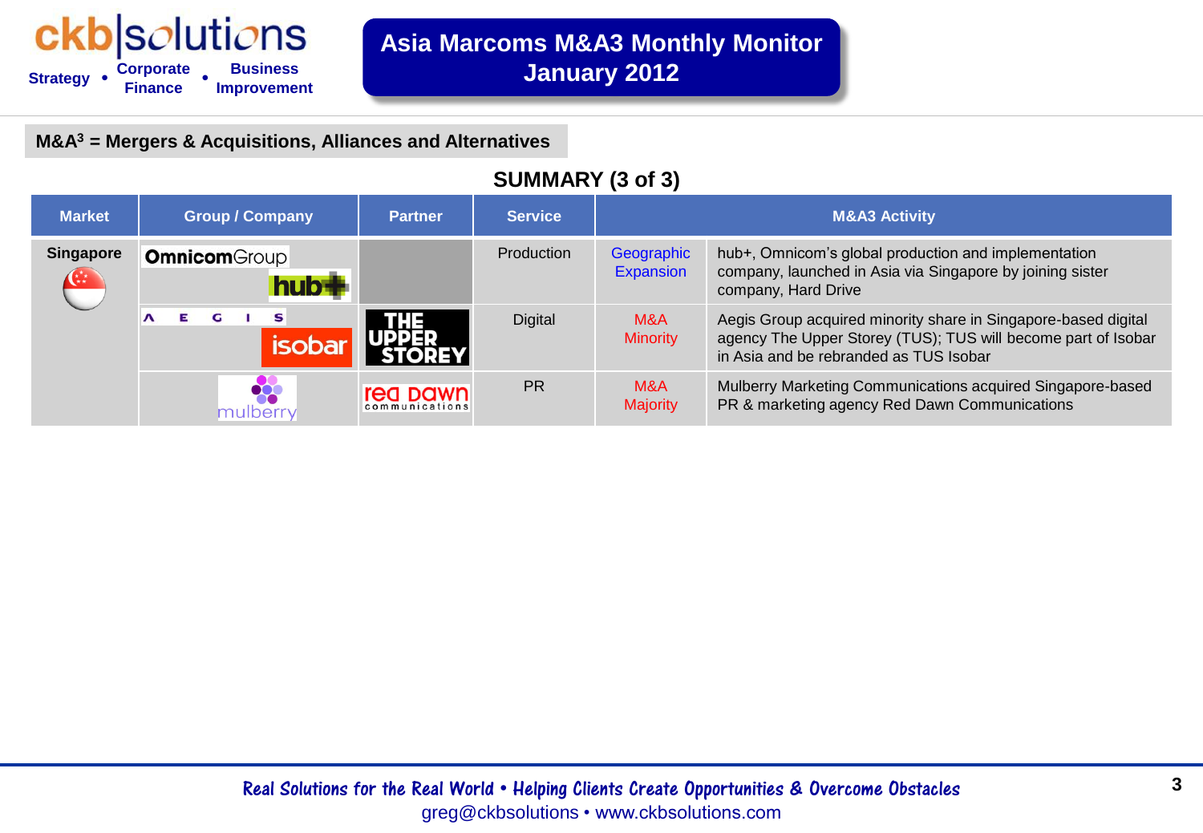# Asia Marcoms M&A3 Monthly Monitor January 2012

**M&A³ = Mergers & Acquisitions, Alliances and Alternatives**

## SUMMARY (3 of 3)

| Market | Group / Company | Partner | Service | M&A3 Activity | |
|---|---|---|---|---|---|
| Singapore | OmnicomGroup / hub+ | | Production | Geographic Expansion | hub+, Omnicom's global production and implementation company, launched in Asia via Singapore by joining sister company, Hard Drive |
| | AEGIS / isobar | THE UPPER STOREY | Digital | M&A Minority | Aegis Group acquired minority share in Singapore-based digital agency The Upper Storey (TUS); TUS will become part of Isobar in Asia and be rebranded as TUS Isobar |
| | mulberry | red dawn communications | PR | M&A Majority | Mulberry Marketing Communications acquired Singapore-based PR & marketing agency Red Dawn Communications |

Real Solutions for the Real World • Helping Clients Create Opportunities & Overcome Obstacles
greg@ckbsolutions • www.ckbsolutions.com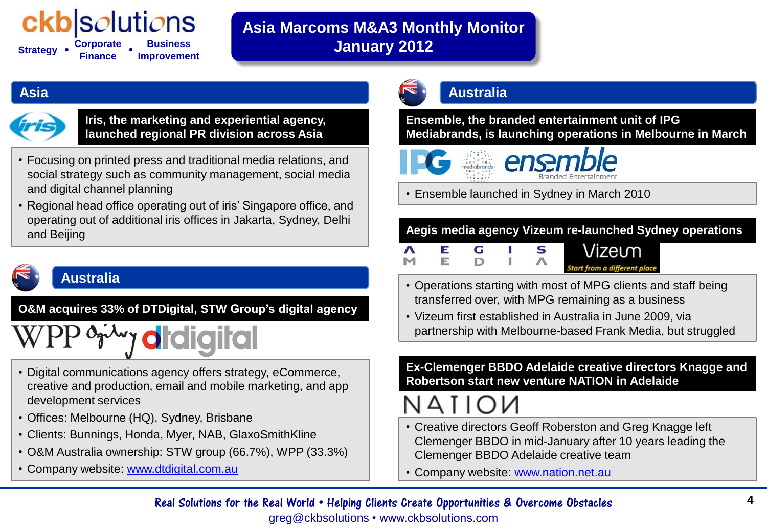# Asia Marcoms M&A3 Monthly Monitor January 2012

## Asia

### Iris, the marketing and experiential agency, launched regional PR division across Asia

- Focusing on printed press and traditional media relations, and social strategy such as community management, social media and digital channel planning
- Regional head office operating out of iris' Singapore office, and operating out of additional iris offices in Jakarta, Sydney, Delhi and Beijing

## Australia

### O&M acquires 33% of DTDigital, STW Group's digital agency

- Digital communications agency offers strategy, eCommerce, creative and production, email and mobile marketing, and app development services
- Offices: Melbourne (HQ), Sydney, Brisbane
- Clients: Bunnings, Honda, Myer, NAB, GlaxoSmithKline
- O&M Australia ownership: STW group (66.7%), WPP (33.3%)
- Company website: www.dtdigital.com.au

## Australia

### Ensemble, the branded entertainment unit of IPG Mediabrands, is launching operations in Melbourne in March

- Ensemble launched in Sydney in March 2010

### Aegis media agency Vizeum re-launched Sydney operations

- Operations starting with most of MPG clients and staff being transferred over, with MPG remaining as a business
- Vizeum first established in Australia in June 2009, via partnership with Melbourne-based Frank Media, but struggled

### Ex-Clemenger BBDO Adelaide creative directors Knagge and Robertson start new venture NATION in Adelaide

- Creative directors Geoff Roberston and Greg Knagge left Clemenger BBDO in mid-January after 10 years leading the Clemenger BBDO Adelaide creative team
- Company website: www.nation.net.au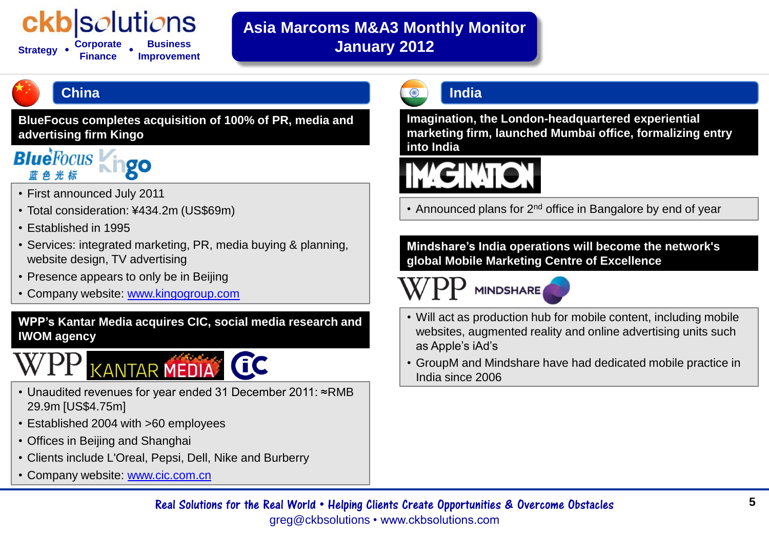# Asia Marcoms M&A3 Monthly Monitor January 2012

## China

### BlueFocus completes acquisition of 100% of PR, media and advertising firm Kingo

- First announced July 2011
- Total consideration: ¥434.2m (US$69m)
- Established in 1995
- Services: integrated marketing, PR, media buying & planning, website design, TV advertising
- Presence appears to only be in Beijing
- Company website: www.kingogroup.com

### WPP's Kantar Media acquires CIC, social media research and IWOM agency

- Unaudited revenues for year ended 31 December 2011: ≈RMB 29.9m [US$4.75m]
- Established 2004 with >60 employees
- Offices in Beijing and Shanghai
- Clients include L'Oreal, Pepsi, Dell, Nike and Burberry
- Company website: www.cic.com.cn

## India

### Imagination, the London-headquartered experiential marketing firm, launched Mumbai office, formalizing entry into India

- Announced plans for 2nd office in Bangalore by end of year

### Mindshare's India operations will become the network's global Mobile Marketing Centre of Excellence

- Will act as production hub for mobile content, including mobile websites, augmented reality and online advertising units such as Apple's iAd's
- GroupM and Mindshare have had dedicated mobile practice in India since 2006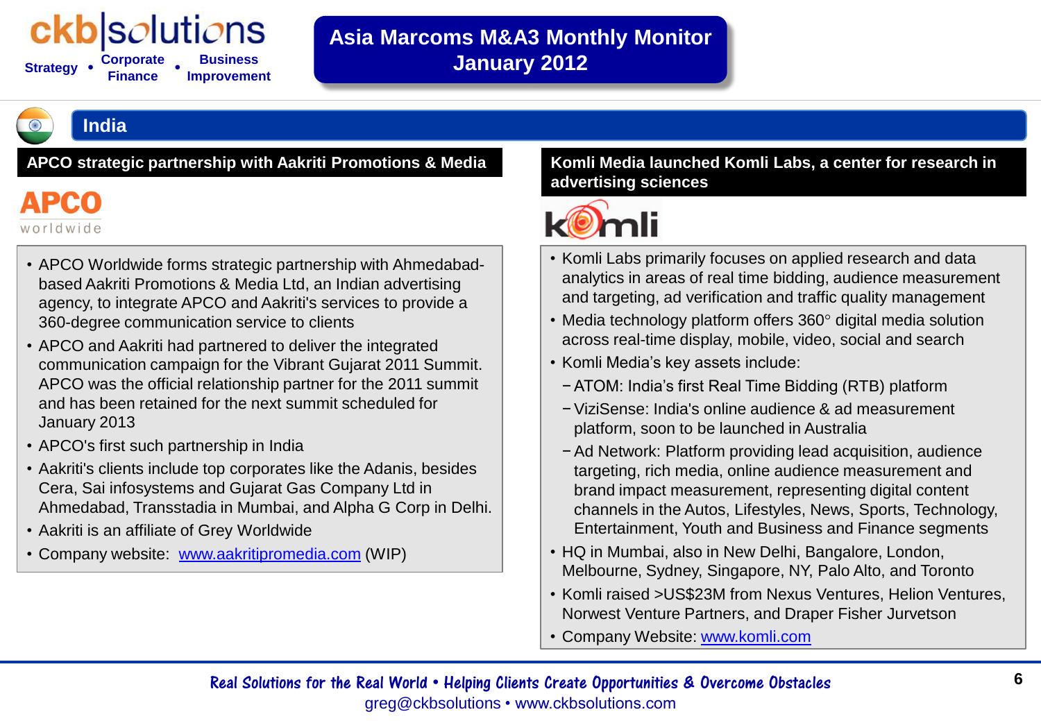## India

### APCO strategic partnership with Aakriti Promotions & Media

- APCO Worldwide forms strategic partnership with Ahmedabad-based Aakriti Promotions & Media Ltd, an Indian advertising agency, to integrate APCO and Aakriti's services to provide a 360-degree communication service to clients
- APCO and Aakriti had partnered to deliver the integrated communication campaign for the Vibrant Gujarat 2011 Summit. APCO was the official relationship partner for the 2011 summit and has been retained for the next summit scheduled for January 2013
- APCO's first such partnership in India
- Aakriti's clients include top corporates like the Adanis, besides Cera, Sai infosystems and Gujarat Gas Company Ltd in Ahmedabad, Transstadia in Mumbai, and Alpha G Corp in Delhi.
- Aakriti is an affiliate of Grey Worldwide
- Company website: [www.aakritipromedia.com](http://www.aakritipromedia.com) (WIP)

### Komli Media launched Komli Labs, a center for research in advertising sciences

- Komli Labs primarily focuses on applied research and data analytics in areas of real time bidding, audience measurement and targeting, ad verification and traffic quality management
- Media technology platform offers 360° digital media solution across real-time display, mobile, video, social and search
- Komli Media's key assets include:
  - ATOM: India's first Real Time Bidding (RTB) platform
  - ViziSense: India's online audience & ad measurement platform, soon to be launched in Australia
  - Ad Network: Platform providing lead acquisition, audience targeting, rich media, online audience measurement and brand impact measurement, representing digital content channels in the Autos, Lifestyles, News, Sports, Technology, Entertainment, Youth and Business and Finance segments
- HQ in Mumbai, also in New Delhi, Bangalore, London, Melbourne, Sydney, Singapore, NY, Palo Alto, and Toronto
- Komli raised >US$23M from Nexus Ventures, Helion Ventures, Norwest Venture Partners, and Draper Fisher Jurvetson
- Company Website: [www.komli.com](http://www.komli.com)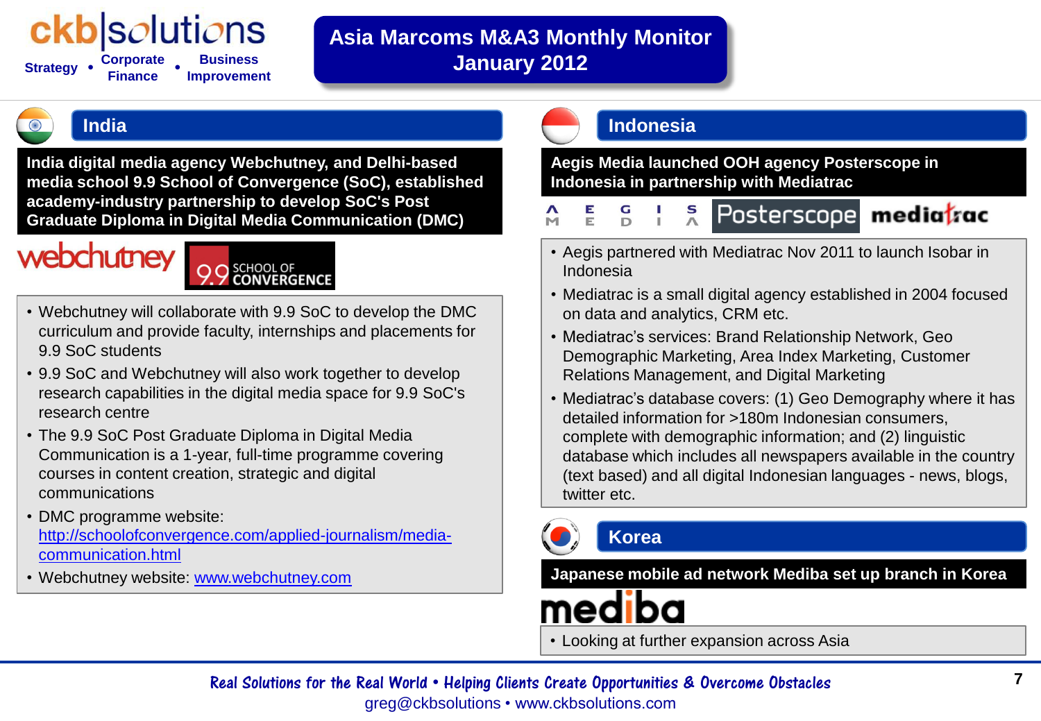# Asia Marcoms M&A3 Monthly Monitor January 2012

## India

**India digital media agency Webchutney, and Delhi-based media school 9.9 School of Convergence (SoC), established academy-industry partnership to develop SoC's Post Graduate Diploma in Digital Media Communication (DMC)**

- Webchutney will collaborate with 9.9 SoC to develop the DMC curriculum and provide faculty, internships and placements for 9.9 SoC students
- 9.9 SoC and Webchutney will also work together to develop research capabilities in the digital media space for 9.9 SoC's research centre
- The 9.9 SoC Post Graduate Diploma in Digital Media Communication is a 1-year, full-time programme covering courses in content creation, strategic and digital communications
- DMC programme website: [http://schoolofconvergence.com/applied-journalism/media-communication.html](http://schoolofconvergence.com/applied-journalism/media-communication.html)
- Webchutney website: [www.webchutney.com](http://www.webchutney.com)

## Indonesia

**Aegis Media launched OOH agency Posterscope in Indonesia in partnership with Mediatrac**

- Aegis partnered with Mediatrac Nov 2011 to launch Isobar in Indonesia
- Mediatrac is a small digital agency established in 2004 focused on data and analytics, CRM etc.
- Mediatrac's services: Brand Relationship Network, Geo Demographic Marketing, Area Index Marketing, Customer Relations Management, and Digital Marketing
- Mediatrac's database covers: (1) Geo Demography where it has detailed information for >180m Indonesian consumers, complete with demographic information; and (2) linguistic database which includes all newspapers available in the country (text based) and all digital Indonesian languages - news, blogs, twitter etc.

## Korea

**Japanese mobile ad network Mediba set up branch in Korea**

- Looking at further expansion across Asia

*Real Solutions for the Real World • Helping Clients Create Opportunities & Overcome Obstacles*
greg@ckbsolutions • www.ckbsolutions.com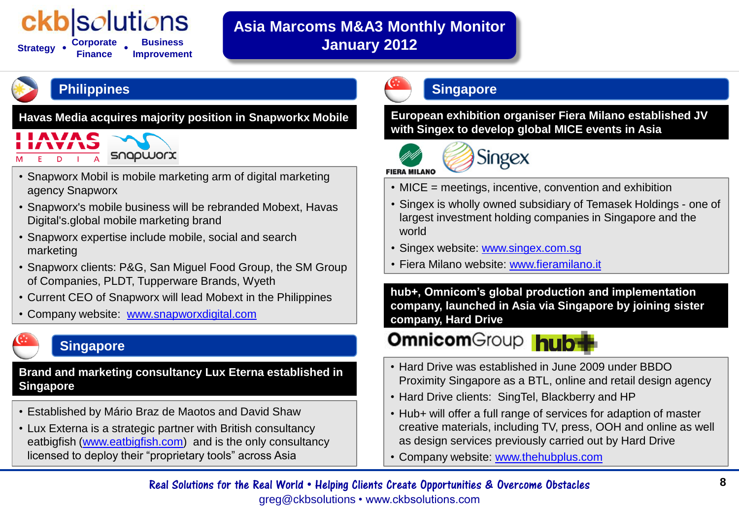# Asia Marcoms M&A3 Monthly Monitor January 2012

## Philippines

### Havas Media acquires majority position in Snapworkx Mobile

- Snapworx Mobil is mobile marketing arm of digital marketing agency Snapworx
- Snapworx's mobile business will be rebranded Mobext, Havas Digital's.global mobile marketing brand
- Snapworx expertise include mobile, social and search marketing
- Snapworx clients: P&G, San Miguel Food Group, the SM Group of Companies, PLDT, Tupperware Brands, Wyeth
- Current CEO of Snapworx will lead Mobext in the Philippines
- Company website: www.snapworxdigital.com

## Singapore

### Brand and marketing consultancy Lux Eterna established in Singapore

- Established by Mário Braz de Maotos and David Shaw
- Lux Externa is a strategic partner with British consultancy eatbigfish (www.eatbigfish.com) and is the only consultancy licensed to deploy their "proprietary tools" across Asia

## Singapore

### European exhibition organiser Fiera Milano established JV with Singex to develop global MICE events in Asia

- MICE = meetings, incentive, convention and exhibition
- Singex is wholly owned subsidiary of Temasek Holdings - one of largest investment holding companies in Singapore and the world
- Singex website: www.singex.com.sg
- Fiera Milano website: www.fieramilano.it

### hub+, Omnicom's global production and implementation company, launched in Asia via Singapore by joining sister company, Hard Drive

- Hard Drive was established in June 2009 under BBDO Proximity Singapore as a BTL, online and retail design agency
- Hard Drive clients: SingTel, Blackberry and HP
- Hub+ will offer a full range of services for adaption of master creative materials, including TV, press, OOH and online as well as design services previously carried out by Hard Drive
- Company website: www.thehubplus.com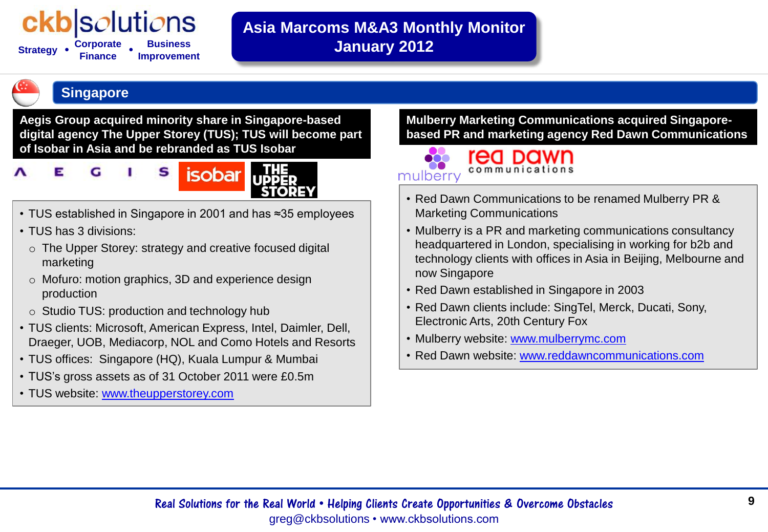# Asia Marcoms M&A3 Monthly Monitor January 2012

## Singapore

### Aegis Group acquired minority share in Singapore-based digital agency The Upper Storey (TUS); TUS will become part of Isobar in Asia and be rebranded as TUS Isobar

- TUS established in Singapore in 2001 and has ≈35 employees
- TUS has 3 divisions:
  - The Upper Storey: strategy and creative focused digital marketing
  - Mofuro: motion graphics, 3D and experience design production
  - Studio TUS: production and technology hub
- TUS clients: Microsoft, American Express, Intel, Daimler, Dell, Draeger, UOB, Mediacorp, NOL and Como Hotels and Resorts
- TUS offices: Singapore (HQ), Kuala Lumpur & Mumbai
- TUS's gross assets as of 31 October 2011 were £0.5m
- TUS website: www.theupperstorey.com

### Mulberry Marketing Communications acquired Singapore-based PR and marketing agency Red Dawn Communications

- Red Dawn Communications to be renamed Mulberry PR & Marketing Communications
- Mulberry is a PR and marketing communications consultancy headquartered in London, specialising in working for b2b and technology clients with offices in Asia in Beijing, Melbourne and now Singapore
- Red Dawn established in Singapore in 2003
- Red Dawn clients include: SingTel, Merck, Ducati, Sony, Electronic Arts, 20th Century Fox
- Mulberry website: www.mulberrymc.com
- Red Dawn website: www.reddawncommunications.com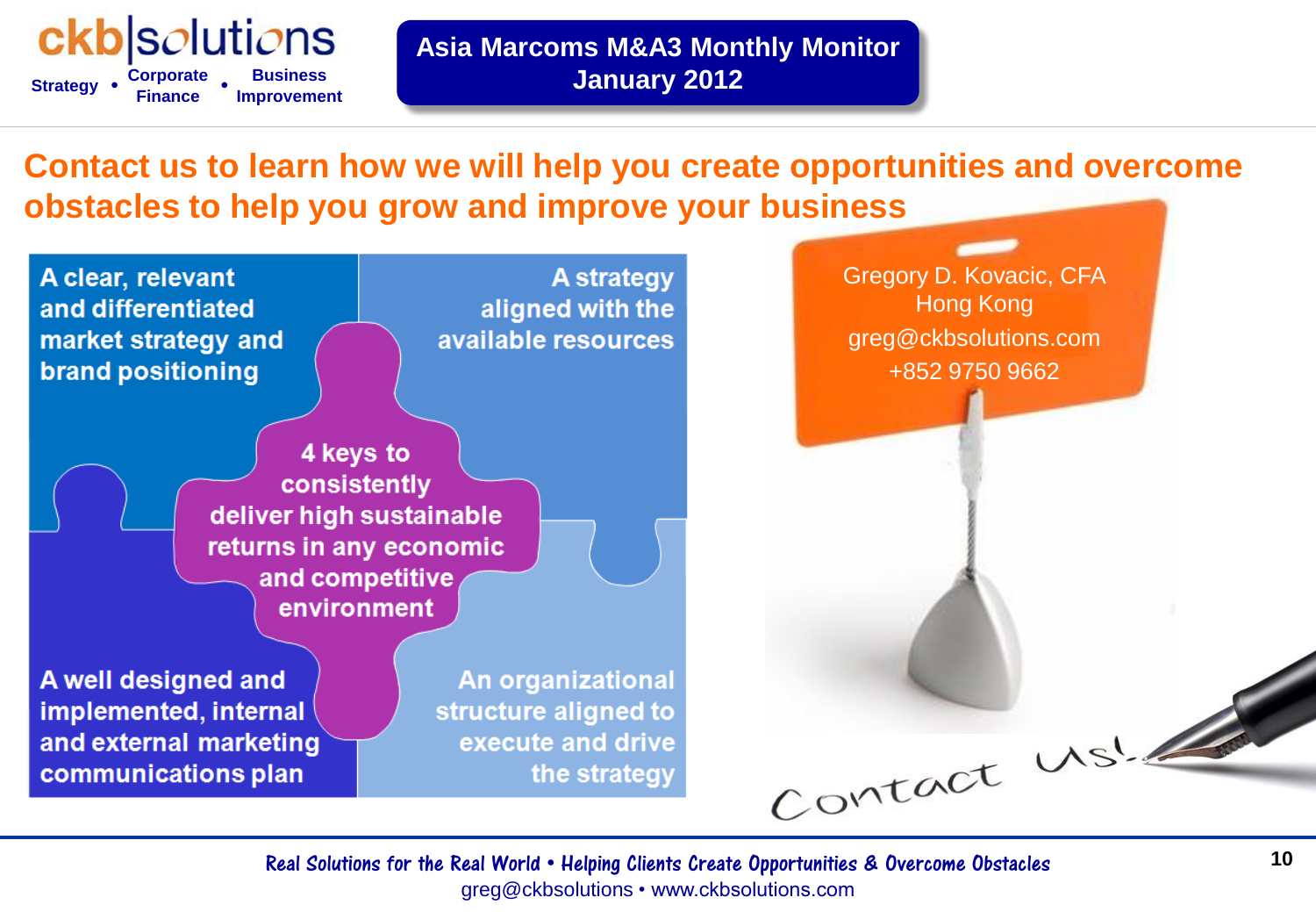# Contact us to learn how we will help you create opportunities and overcome obstacles to help you grow and improve your business

A clear, relevant and differentiated market strategy and brand positioning

A strategy aligned with the available resources

4 keys to consistently deliver high sustainable returns in any economic and competitive environment

A well designed and implemented, internal and external marketing communications plan

An organizational structure aligned to execute and drive the strategy

Gregory D. Kovacic, CFA
Hong Kong
greg@ckbsolutions.com
+852 9750 9662

Contact Us!